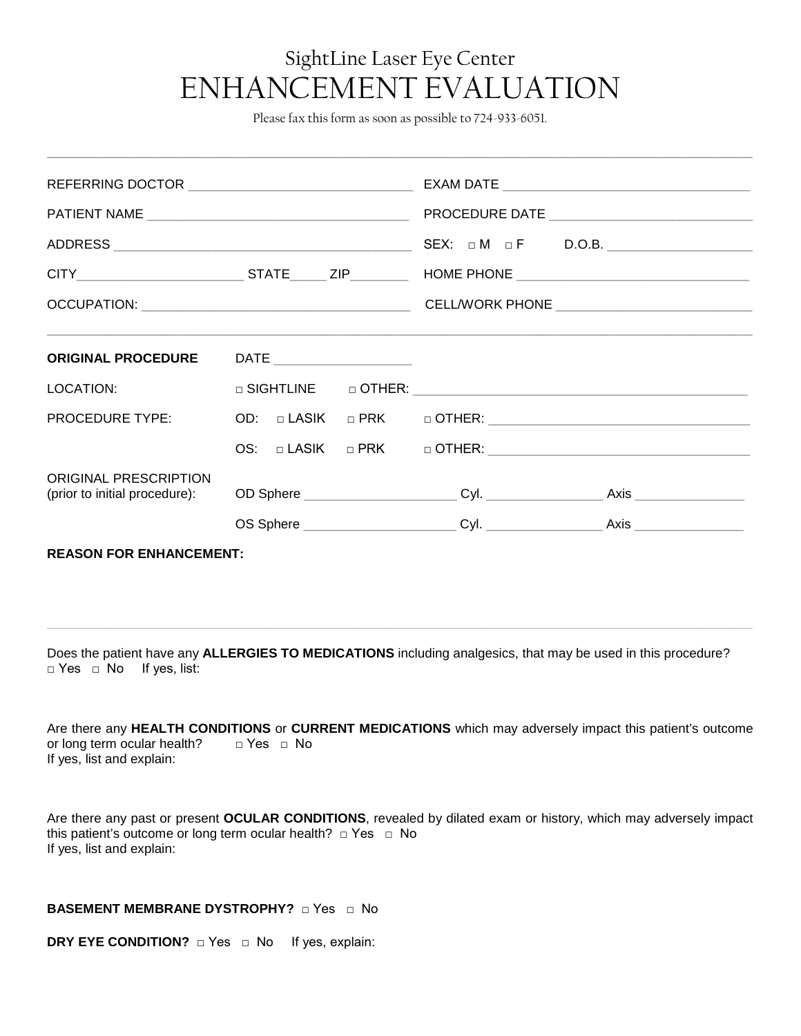SightLine Laser Eye Center

# ENHANCEMENT EVALUATION

Please fax this form as soon as possible to 724-933-6051.

---

REFERRING DOCTOR ______________________________ EXAM DATE ________________________________

PATIENT NAME __________________________________ PROCEDURE DATE ___________________________

ADDRESS ______________________________________ SEX: □ M □ F D.O.B. ___________________

CITY_____________________ STATE_____ ZIP________ HOME PHONE _______________________________

OCCUPATION: __________________________________ CELL/WORK PHONE __________________________

---

**ORIGINAL PROCEDURE** DATE __________________

LOCATION: □ SIGHTLINE □ OTHER: ______________________________________________

PROCEDURE TYPE: OD: □ LASIK □ PRK □ OTHER: ___________________________________

OS: □ LASIK □ PRK □ OTHER: ___________________________________

ORIGINAL PRESCRIPTION (prior to initial procedure): OD Sphere ____________________ Cyl. _______________ Axis _______________

OS Sphere ____________________ Cyl. _______________ Axis _______________

**REASON FOR ENHANCEMENT:**

---

Does the patient have any **ALLERGIES TO MEDICATIONS** including analgesics, that may be used in this procedure?
□ Yes □ No If yes, list:

Are there any **HEALTH CONDITIONS** or **CURRENT MEDICATIONS** which may adversely impact this patient's outcome or long term ocular health? □ Yes □ No
If yes, list and explain:

Are there any past or present **OCULAR CONDITIONS**, revealed by dilated exam or history, which may adversely impact this patient's outcome or long term ocular health? □ Yes □ No
If yes, list and explain:

**BASEMENT MEMBRANE DYSTROPHY?** □ Yes □ No

**DRY EYE CONDITION?** □ Yes □ No If yes, explain: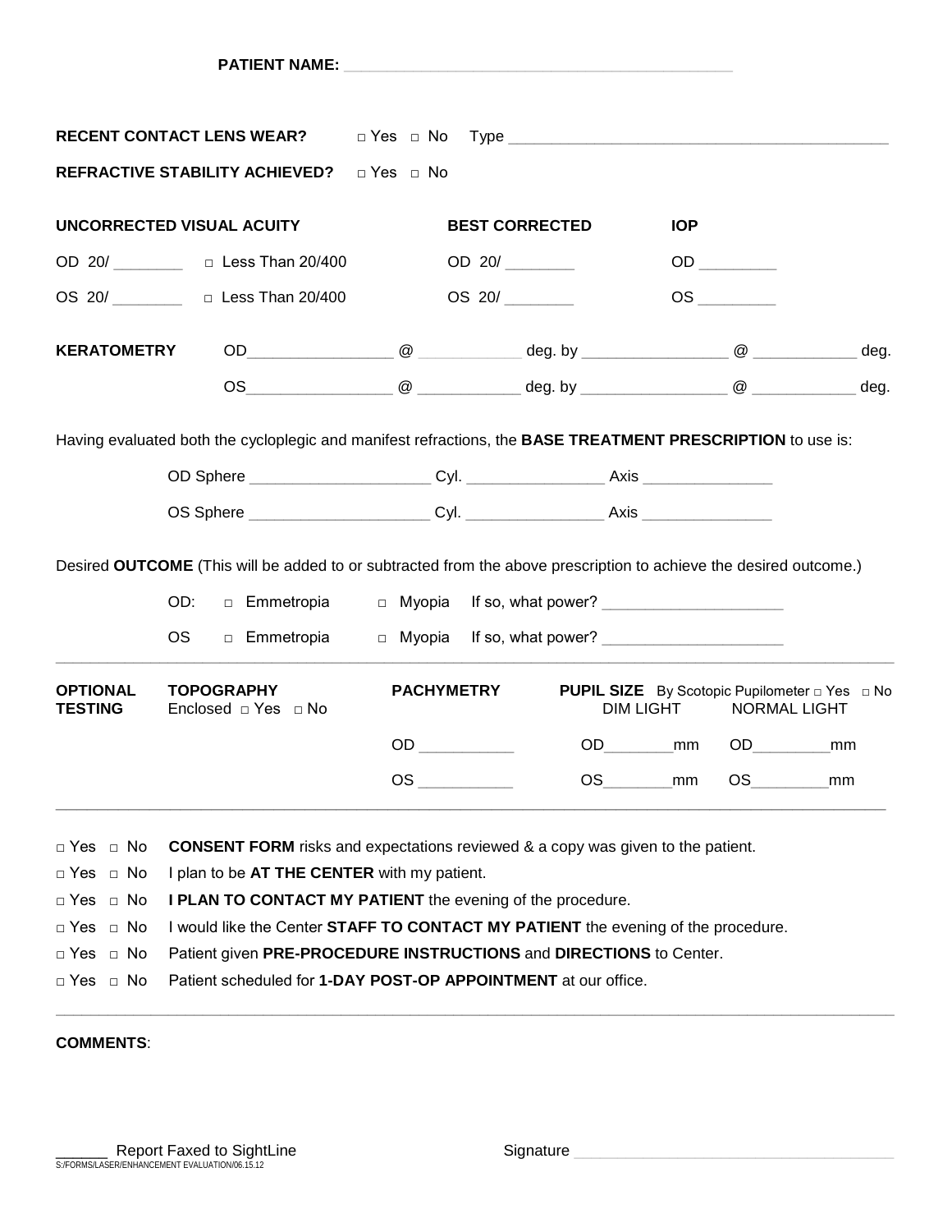**PATIENT NAME:** ____________________________________________

**RECENT CONTACT LENS WEAR?** □ Yes □ No Type ____________________________________________

**REFRACTIVE STABILITY ACHIEVED?** □ Yes □ No

| **UNCORRECTED VISUAL ACUITY** | | **BEST CORRECTED** | **IOP** |
|---|---|---|---|
| OD 20/ ________ | □ Less Than 20/400 | OD 20/ ________ | OD _________ |
| OS 20/ ________ | □ Less Than 20/400 | OS 20/ ________ | OS _________ |

**KERATOMETRY** OD_________________ @ ____________ deg. by _________________ @ ____________ deg.

OS_________________ @ ____________ deg. by _________________ @ ____________ deg.

Having evaluated both the cycloplegic and manifest refractions, the **BASE TREATMENT PRESCRIPTION** to use is:

OD Sphere _____________________ Cyl. ________________ Axis _______________

OS Sphere _____________________ Cyl. ________________ Axis _______________

Desired **OUTCOME** (This will be added to or subtracted from the above prescription to achieve the desired outcome.)

OD: □ Emmetropia □ Myopia If so, what power? _____________________

OS □ Emmetropia □ Myopia If so, what power? _____________________

| **OPTIONAL TESTING** | **TOPOGRAPHY** Enclosed □ Yes □ No | **PACHYMETRY** | **PUPIL SIZE** By Scotopic Pupilometer □ Yes □ No DIM LIGHT | NORMAL LIGHT |
|---|---|---|---|---|
| | | OD ___________ | OD________mm | OD_________mm |
| | | OS ___________ | OS________mm | OS_________mm |

□ Yes □ No **CONSENT FORM** risks and expectations reviewed & a copy was given to the patient.

□ Yes □ No I plan to be **AT THE CENTER** with my patient.

□ Yes □ No **I PLAN TO CONTACT MY PATIENT** the evening of the procedure.

□ Yes □ No I would like the Center **STAFF TO CONTACT MY PATIENT** the evening of the procedure.

□ Yes □ No Patient given **PRE-PROCEDURE INSTRUCTIONS** and **DIRECTIONS** to Center.

□ Yes □ No Patient scheduled for **1-DAY POST-OP APPOINTMENT** at our office.

**COMMENTS**:

______ Report Faxed to SightLine

Signature ________________________________________

S:/FORMS/LASER/ENHANCEMENT EVALUATION/06.15.12